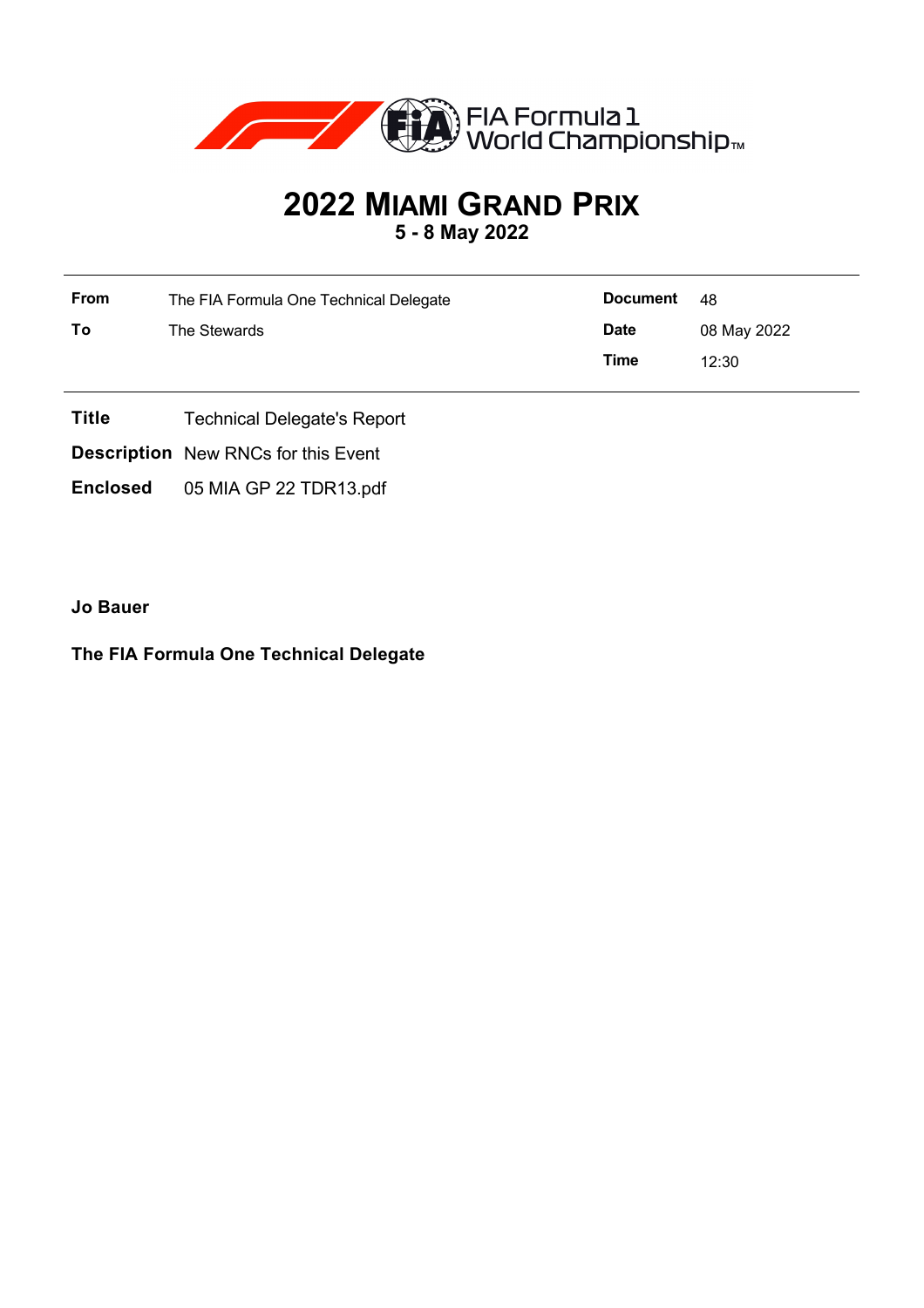FIA Formula 1 World Championship™

# 2022 MIAMI GRAND PRIX

**5 - 8 May 2022**

| | | | |
|---|---|---|---|
| **From** | The FIA Formula One Technical Delegate | **Document** | 48 |
| **To** | The Stewards | **Date** | 08 May 2022 |
| | | **Time** | 12:30 |

**Title** Technical Delegate's Report

**Description** New RNCs for this Event

**Enclosed** 05 MIA GP 22 TDR13.pdf

**Jo Bauer**

**The FIA Formula One Technical Delegate**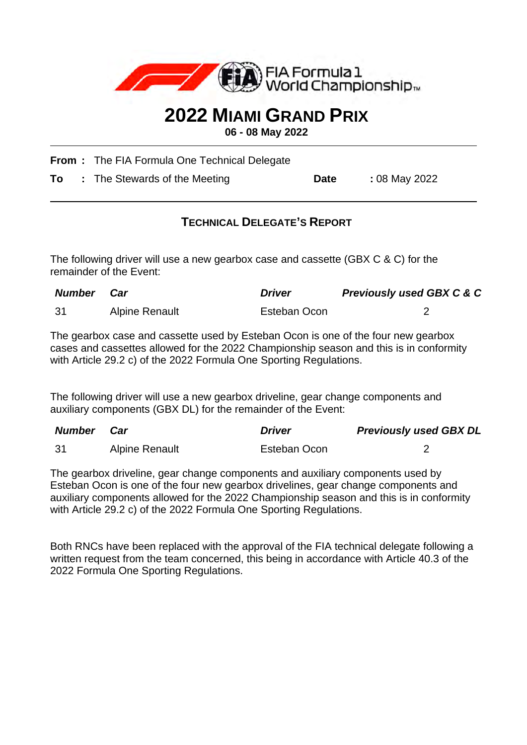FIA Formula 1 World Championship™

# 2022 MIAMI GRAND PRIX

**06 - 08 May 2022**

**From :** The FIA Formula One Technical Delegate

**To :** The Stewards of the Meeting **Date** : 08 May 2022

## TECHNICAL DELEGATE'S REPORT

The following driver will use a new gearbox case and cassette (GBX C & C) for the remainder of the Event:

| *Number* | *Car* | *Driver* | *Previously used GBX C & C* |
|---|---|---|---|
| 31 | Alpine Renault | Esteban Ocon | 2 |

The gearbox case and cassette used by Esteban Ocon is one of the four new gearbox cases and cassettes allowed for the 2022 Championship season and this is in conformity with Article 29.2 c) of the 2022 Formula One Sporting Regulations.

The following driver will use a new gearbox driveline, gear change components and auxiliary components (GBX DL) for the remainder of the Event:

| *Number* | *Car* | *Driver* | *Previously used GBX DL* |
|---|---|---|---|
| 31 | Alpine Renault | Esteban Ocon | 2 |

The gearbox driveline, gear change components and auxiliary components used by Esteban Ocon is one of the four new gearbox drivelines, gear change components and auxiliary components allowed for the 2022 Championship season and this is in conformity with Article 29.2 c) of the 2022 Formula One Sporting Regulations.

Both RNCs have been replaced with the approval of the FIA technical delegate following a written request from the team concerned, this being in accordance with Article 40.3 of the 2022 Formula One Sporting Regulations.